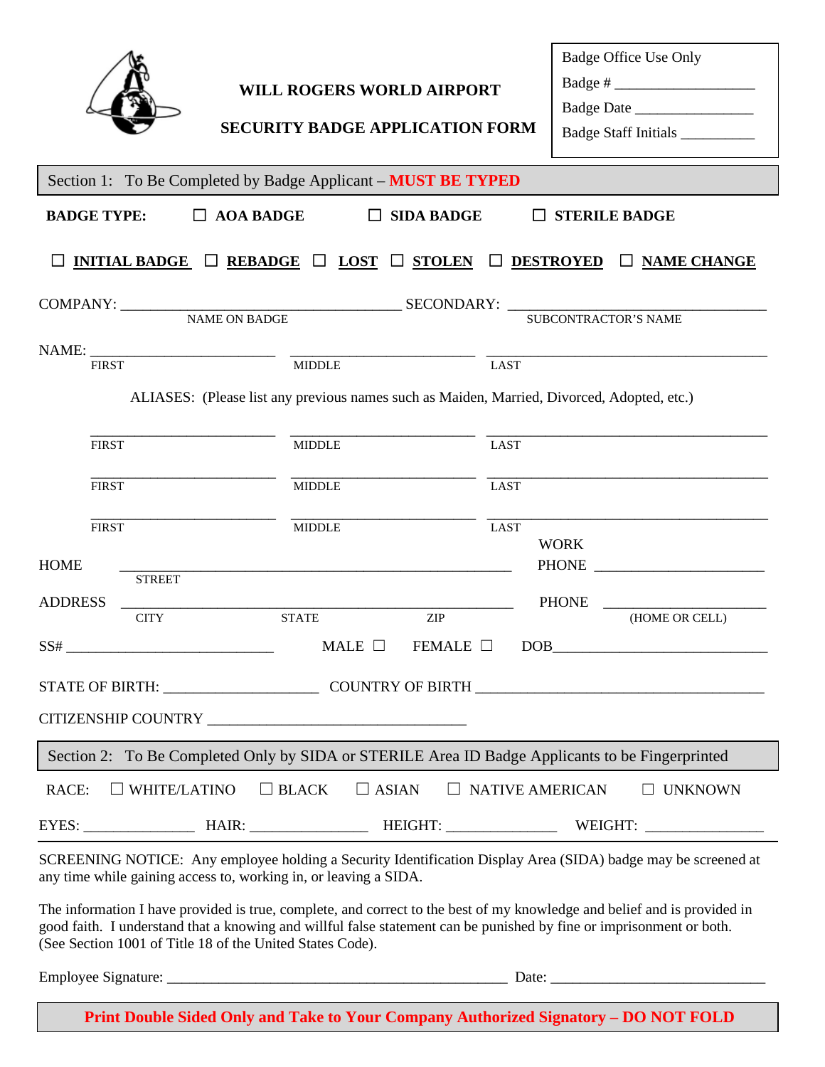# WILL ROGERS WORLD AIRPORT

## SECURITY BADGE APPLICATION FORM

| Badge Office Use Only |
|---|
| Badge # ___________________ |
| Badge Date ________________ |
| Badge Staff Initials __________ |

**Section 1: To Be Completed by Badge Applicant – MUST BE TYPED**

**BADGE TYPE:** ☐ **AOA BADGE** ☐ **SIDA BADGE** ☐ **STERILE BADGE**

☐ **INITIAL BADGE** ☐ **REBADGE** ☐ **LOST** ☐ **STOLEN** ☐ **DESTROYED** ☐ **NAME CHANGE**

COMPANY: ___________________________________ SECONDARY: ___________________________________
NAME ON BADGE — SUBCONTRACTOR'S NAME

NAME: _______________________ _______________________ ___________________________________
FIRST — MIDDLE — LAST

ALIASES: (Please list any previous names such as Maiden, Married, Divorced, Adopted, etc.)

_______________________ _______________________ ___________________________________
FIRST — MIDDLE — LAST

_______________________ _______________________ ___________________________________
FIRST — MIDDLE — LAST

_______________________ _______________________ ___________________________________
FIRST — MIDDLE — LAST

HOME ADDRESS ________________________________________________ WORK PHONE _____________________
STREET

________________________________________________ PHONE _____________________
CITY — STATE — ZIP — (HOME OR CELL)

SS# ___________________________ MALE ☐ FEMALE ☐ DOB___________________________

STATE OF BIRTH: ____________________ COUNTRY OF BIRTH _____________________________________

CITIZENSHIP COUNTRY __________________________________

**Section 2: To Be Completed Only by SIDA or STERILE Area ID Badge Applicants to be Fingerprinted**

RACE: ☐ WHITE/LATINO ☐ BLACK ☐ ASIAN ☐ NATIVE AMERICAN ☐ UNKNOWN

EYES: ______________ HAIR: _______________ HEIGHT: ______________ WEIGHT: _______________

SCREENING NOTICE: Any employee holding a Security Identification Display Area (SIDA) badge may be screened at any time while gaining access to, working in, or leaving a SIDA.

The information I have provided is true, complete, and correct to the best of my knowledge and belief and is provided in good faith. I understand that a knowing and willful false statement can be punished by fine or imprisonment or both. (See Section 1001 of Title 18 of the United States Code).

Employee Signature: ____________________________________________ Date: ___________________________

**Print Double Sided Only and Take to Your Company Authorized Signatory – DO NOT FOLD**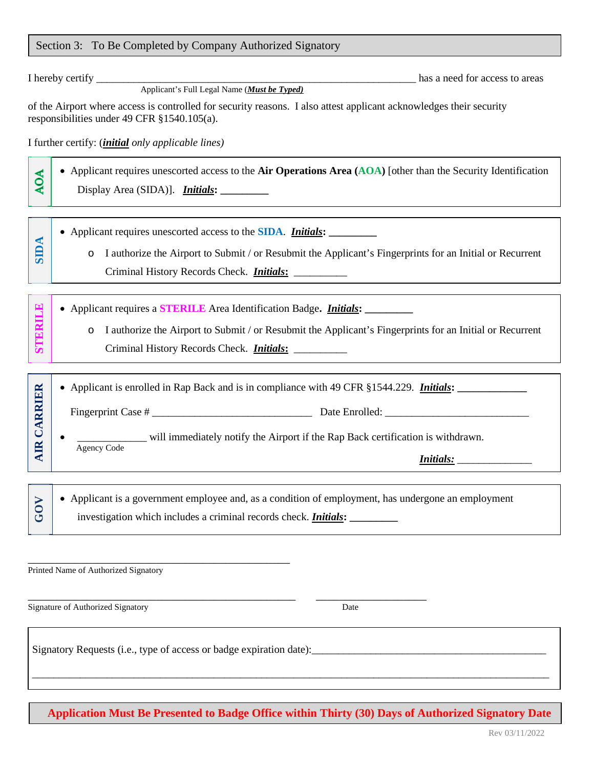## Section 3: To Be Completed by Company Authorized Signatory

I hereby certify ____________________________________________________________ has a need for access to areas
Applicant's Full Legal Name (***Must be Typed)***

of the Airport where access is controlled for security reasons. I also attest applicant acknowledges their security responsibilities under 49 CFR §1540.105(a).

I further certify: (***initial*** *only applicable lines)*

**AOA**

- Applicant requires unescorted access to the **Air Operations Area (AOA)** [other than the Security Identification Display Area (SIDA)]. ***Initials*:** _________

**SIDA**

- Applicant requires unescorted access to the **SIDA**. ***Initials*:** _________
  - I authorize the Airport to Submit / or Resubmit the Applicant's Fingerprints for an Initial or Recurrent Criminal History Records Check. ***Initials*:** __________

**STERILE**

- Applicant requires a **STERILE** Area Identification Badge**.** ***Initials*:** _________
  - I authorize the Airport to Submit / or Resubmit the Applicant's Fingerprints for an Initial or Recurrent Criminal History Records Check. ***Initials*:** __________

**AIR CARRIER**

- Applicant is enrolled in Rap Back and is in compliance with 49 CFR §1544.229. ***Initials*:** _____________

  Fingerprint Case # ______________________________ Date Enrolled: ___________________________

- _____________ will immediately notify the Airport if the Rap Back certification is withdrawn.
  Agency Code

  ***Initials:*** ______________

**GOV**

- Applicant is a government employee and, as a condition of employment, has undergone an employment investigation which includes a criminal records check. ***Initials*:** _________

_________________________________________________
Printed Name of Authorized Signatory

__________________________________________________ _____________________
Signature of Authorized Signatory Date

Signatory Requests (i.e., type of access or badge expiration date):_______________________________________________

_______________________________________________________________________________________________

**Application Must Be Presented to Badge Office within Thirty (30) Days of Authorized Signatory Date**

Rev 03/11/2022